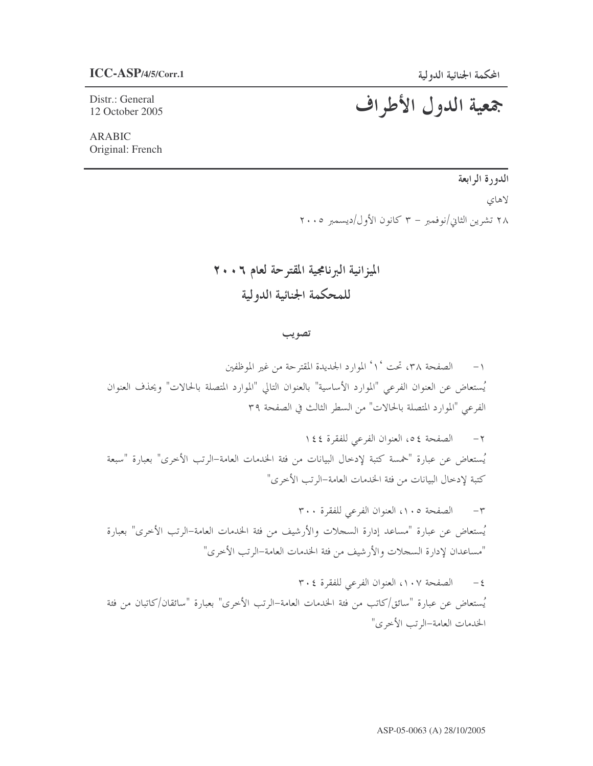ICC-ASP/4/5/Corr.1

المحكمة الجنائية الدولية

Distr.: General
12 October 2005

ARABIC
Original: French

# جمعية الدول الأطراف

**الدورة الرابعة**

لاهاي

٢٨ تشرين الثاني/نوفمبر – ٣ كانون الأول/ديسمبر ٢٠٠٥

## الميزانية البرنامجية المقترحة لعام ٢٠٠٦ للمحكمة الجنائية الدولية

### تصويب

١ - الصفحة ٣٨، تحت '١' الموارد الجديدة المقترحة من غير الموظفين

يُستعاض عن العنوان الفرعي "الموارد الأساسية" بالعنوان التالي "الموارد المتصلة بالحالات" ويحذف العنوان الفرعي "الموارد المتصلة بالحالات" من السطر الثالث في الصفحة ٣٩

٢ - الصفحة ٥٤، العنوان الفرعي للفقرة ١٤٤

يُستعاض عن عبارة "خمسة كتبة لإدخال البيانات من فئة الخدمات العامة-الرتب الأخرى" بعبارة "سبعة كتبة لإدخال البيانات من فئة الخدمات العامة-الرتب الأخرى"

٣ - الصفحة ١٠٥، العنوان الفرعي للفقرة ٣٠٠

يُستعاض عن عبارة "مساعد إدارة السجلات والأرشيف من فئة الخدمات العامة-الرتب الأخرى" بعبارة "مساعدان لإدارة السجلات والأرشيف من فئة الخدمات العامة-الرتب الأخرى"

٤ - الصفحة ١٠٧، العنوان الفرعي للفقرة ٣٠٤

يُستعاض عن عبارة "سائق/كاتب من فئة الخدمات العامة-الرتب الأخرى" بعبارة "سائقان/كاتبان من فئة الخدمات العامة-الرتب الأخرى"

ASP-05-0063 (A) 28/10/2005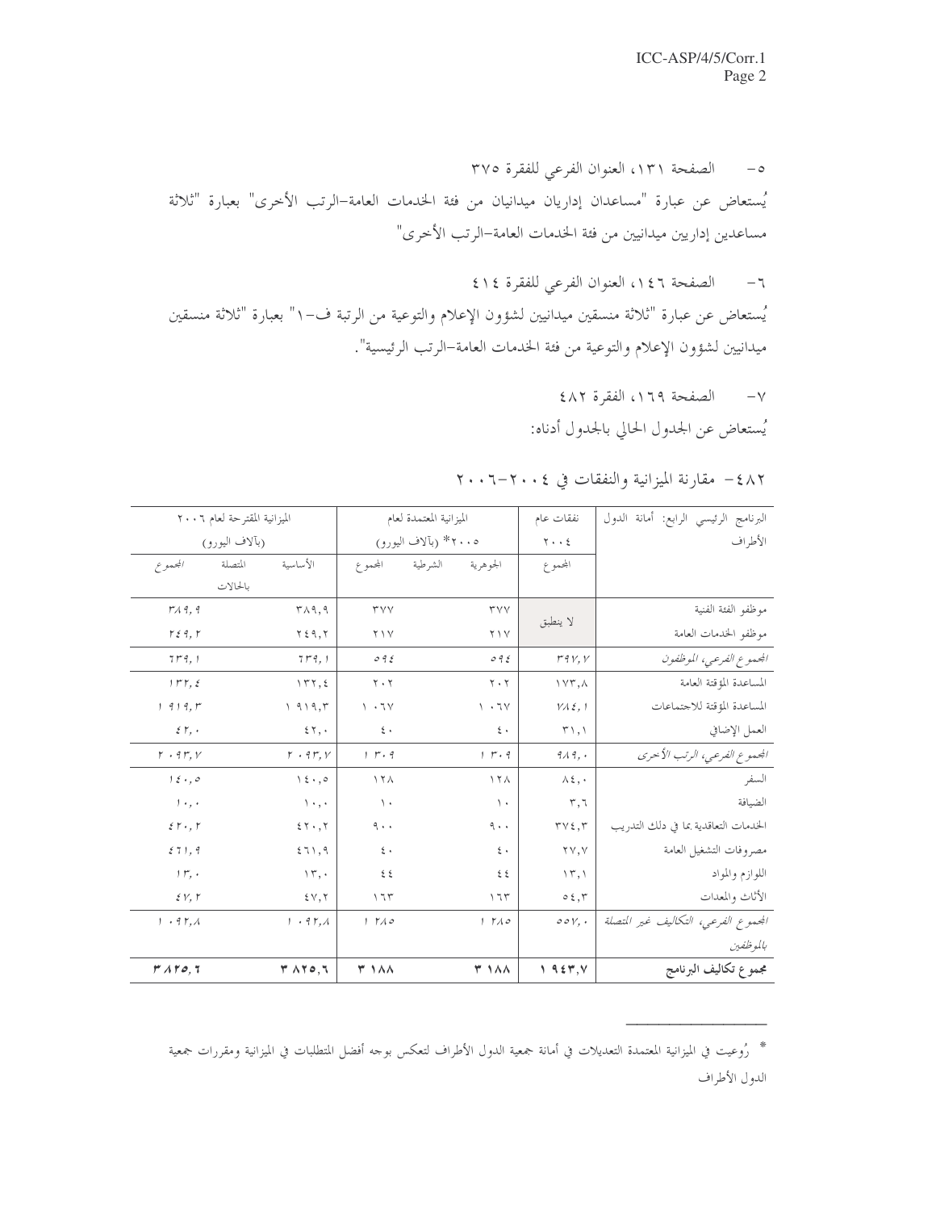٥- الصفحة ١٣١، العنوان الفرعي للفقرة ٣٧٥

يُستعاض عن عبارة "مساعدان إداريان ميدانيان من فئة الخدمات العامة-الرتب الأخرى" بعبارة "ثلاثة مساعدين إداريين ميدانيين من فئة الخدمات العامة-الرتب الأخرى"

٦- الصفحة ١٤٦، العنوان الفرعي للفقرة ٤١٤

يُستعاض عن عبارة "ثلاثة منسقين ميدانيين لشؤون الإعلام والتوعية من الرتبة ف-١" بعبارة "ثلاثة منسقين ميدانيين لشؤون الإعلام والتوعية من فئة الخدمات العامة-الرتب الرئيسية".

٧- الصفحة ١٦٩، الفقرة ٤٨٢

يُستعاض عن الجدول الحالي بالجدول أدناه:

٤٨٢- مقارنة الميزانية والنفقات في ٢٠٠٤-٢٠٠٦

| البرنامج الرئيسي الرابع: أمانة الدول الأطراف | نفقات عام ٢٠٠٤ | الميزانية المعتمدة لعام ٢٠٠٥* (بآلاف اليورو) | | | الميزانية المقترحة لعام ٢٠٠٦ (بآلاف اليورو) | | |
|---|---|---|---|---|---|---|---|
| | المجموع | الجوهرية | الشرطية | المجموع | الأساسية | المتصلة بالحالات | المجموع |
| موظفو الفئة الفنية | لا ينطبق | ٣٧٧ | | ٣٧٧ | ٣٨٩,٩ | | ٣٨٩,٩ |
| موظفو الخدمات العامة | | ٢١٧ | | ٢١٧ | ٢٤٩,٢ | | ٢٤٩,٢ |
| *المجموع الفرعي، الموظفون* | ٣٩٧,٧ | ٥٩٤ | | ٥٩٤ | ٦٣٩,١ | | ٦٣٩,١ |
| المساعدة المؤقتة العامة | ١٧٣,٨ | ٢٠٢ | | ٢٠٢ | ١٣٢,٤ | | ١٣٢,٤ |
| المساعدة المؤقتة للاجتماعات | ٧٨٤,١ | ١٠٦٧ | | ١٠٦٧ | ١٩١٩,٣ | | ١٩١٩,٣ |
| العمل الإضافي | ٣١,١ | ٤٠ | | ٤٠ | ٤٢,٠ | | ٤٢,٠ |
| *المجموع الفرعي، الرتب الأخرى* | ٩٨٩,٠ | ١٣٠٩ | | ١٣٠٩ | ٢٠٩٣,٧ | | ٢٠٩٣,٧ |
| السفر | ٨٤,٠ | ١٢٨ | | ١٢٨ | ١٤٠,٥ | | ١٤٠,٥ |
| الضيافة | ٣,٦ | ١٠ | | ١٠ | ١٠,٠ | | ١٠,٠ |
| الخدمات التعاقدية بما في ذلك التدريب | ٣٧٤,٣ | ٩٠٠ | | ٩٠٠ | ٤٢٠,٢ | | ٤٢٠,٢ |
| مصروفات التشغيل العامة | ٢٧,٧ | ٤٠ | | ٤٠ | ٤٦١,٩ | | ٤٦١,٩ |
| اللوازم والمواد | ١٣,١ | ٤٤ | | ٤٤ | ١٣,٠ | | ١٣,٠ |
| الأثاث والمعدات | ٥٤,٣ | ١٦٣ | | ١٦٣ | ٤٧,٢ | | ٤٧,٢ |
| *المجموع الفرعي، التكاليف غير المتصلة بالموظفين* | ٥٥٧,٠ | ١٢٨٥ | | ١٢٨٥ | ١٠٩٢,٨ | | ١٠٩٢,٨ |
| **مجموع تكاليف البرنامج** | **١٩٤٣,٧** | **٣١٨٨** | | **٣١٨٨** | **٣٨٢٥,٦** | | **٣٨٢٥,٦** |

* رُوعيت في الميزانية المعتمدة التعديلات في أمانة جمعية الدول الأطراف لتعكس بوجه أفضل المتطلبات في الميزانية ومقررات جمعية الدول الأطراف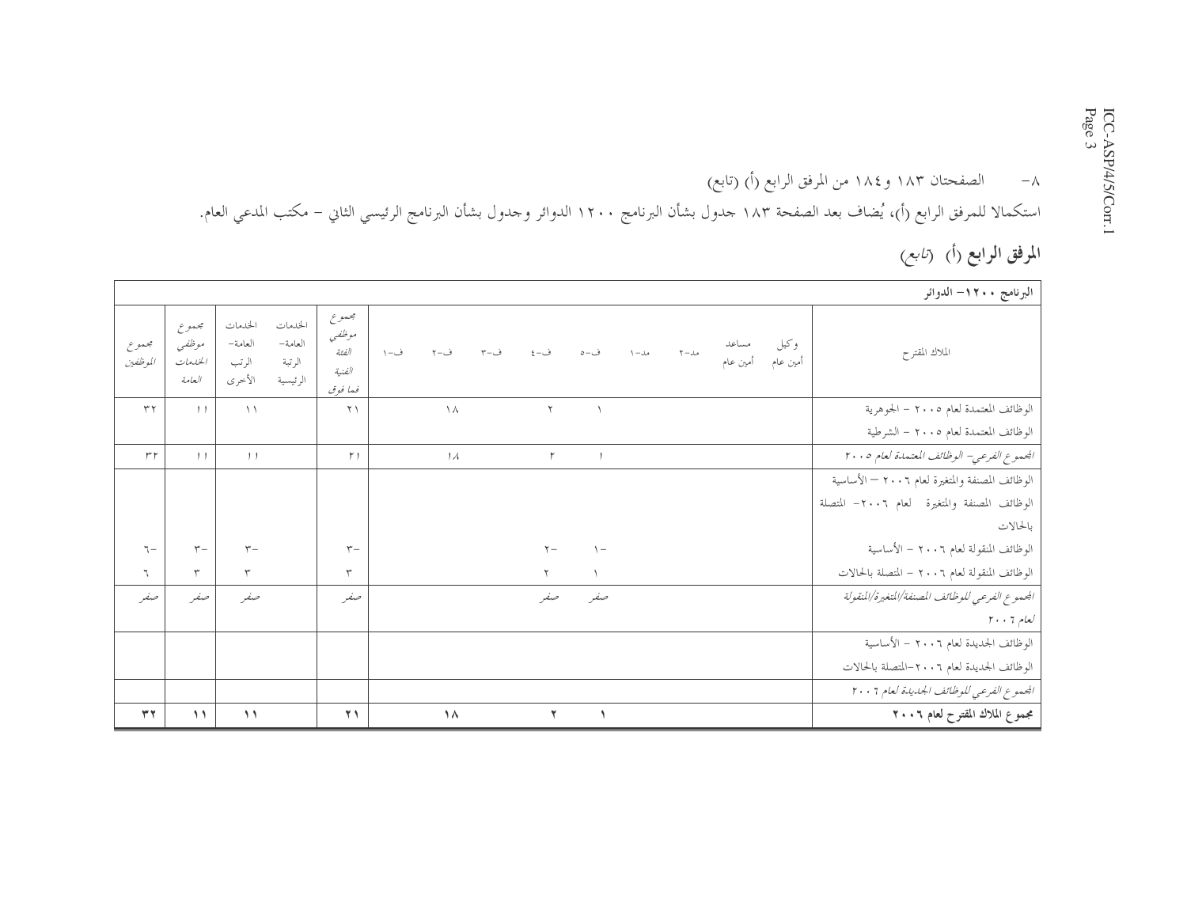٨- الصفحتان ١٨٣ و١٨٤ من المرفق الرابع (أ) (تابع)

استكمالا للمرفق الرابع (أ)، يُضاف بعد الصفحة ١٨٣ جدول بشأن البرنامج ١٢٠٠ الدوائر وجدول بشأن البرنامج الرئيسي الثاني – مكتب المدعي العام.

**المرفق الرابع (أ)** *(تابع)*

| البرنامج ١٢٠٠– الدوائر | | | | | | | | | | | | | | | |
|---|---|---|---|---|---|---|---|---|---|---|---|---|---|---|---|
| الملاك المقترح | وكيل أمين عام | مساعد أمين عام | مد-٢ | مد-١ | ف-٥ | ف-٤ | ف-٣ | ف-٢ | ف-١ | *مجموع موظفي الفئة الفنية فما فوق* | الخدمات العامة- الرتبة الرئيسية | الخدمات العامة- الرتب الأخرى | *مجموع موظفي الخدمات العامة* | *مجموع الموظفين* |
| الوظائف المعتمدة لعام ٢٠٠٥ – الجوهرية | | | | | ١ | ٢ | | ١٨ | | ٢١ | | ١١ | ١١ | ٣٢ |
| الوظائف المعتمدة لعام ٢٠٠٥ – الشرطية | | | | | | | | | | | | | | |
| *المجموع الفرعي– الوظائف المعتمدة لعام ٢٠٠٥* | | | | | *١* | *٢* | | *١٨* | | *٢١* | | *١١* | *١١* | *٣٢* |
| الوظائف المصنفة والمتغيرة لعام ٢٠٠٦ – الأساسية | | | | | | | | | | | | | | |
| الوظائف المصنفة والمتغيرة لعام ٢٠٠٦– المتصلة بالحالات | | | | | | | | | | | | | | |
| الوظائف المنقولة لعام ٢٠٠٦ – الأساسية | | | | | ١- | ٢- | | | | ٣- | | ٣- | ٣- | ٦- |
| الوظائف المنقولة لعام ٢٠٠٦ – المتصلة بالحالات | | | | | ١ | ٢ | | | | ٣ | | ٣ | ٣ | ٦ |
| *المجموع الفرعي للوظائف المصنفة/المتغيرة/المنقولة لعام ٢٠٠٦* | | | | | *صفر* | *صفر* | | | | *صفر* | | *صفر* | *صفر* | *صفر* |
| الوظائف الجديدة لعام ٢٠٠٦ – الأساسية | | | | | | | | | | | | | | |
| الوظائف الجديدة لعام ٢٠٠٦–المتصلة بالحالات | | | | | | | | | | | | | | |
| *المجموع الفرعي للوظائف الجديدة لعام ٢٠٠٦* | | | | | | | | | | | | | | |
| **مجموع الملاك المقترح لعام ٢٠٠٦** | | | | | **١** | **٢** | | **١٨** | | **٢١** | | **١١** | **١١** | **٣٢** |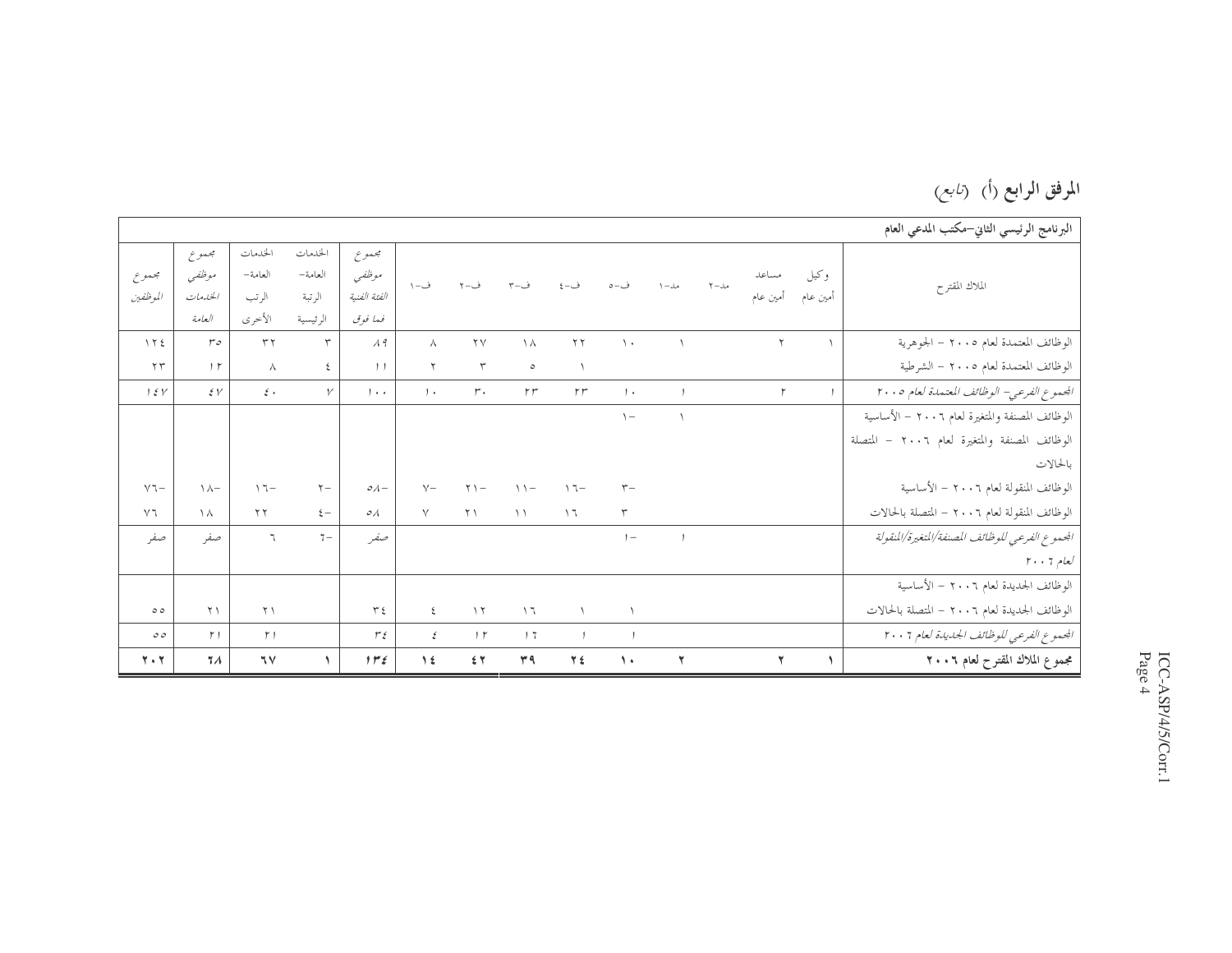## المرفق الرابع (أ) *(تابع)*

| البرنامج الرئيسي الثاني–مكتب المدعي العام | | | | | | | | | | | | | | | |
|---|---|---|---|---|---|---|---|---|---|---|---|---|---|---|---|
| الملاك المقترح | وكيل أمين عام | مساعد أمين عام | مد–٢ | مد–١ | ف–٥ | ف–٤ | ف–٣ | ف–٢ | ف–١ | *مجموع موظفي الفئة الفنية فما فوق* | الخدمات العامة– الرتبة الرئيسية | الخدمات العامة– الرتب الأخرى | *مجموع موظفي الخدمات العامة* | *مجموع الموظفين* |
| الوظائف المعتمدة لعام ٢٠٠٥ – الجوهرية | ١ | ٢ | | ١ | ١٠ | ٢٢ | ١٨ | ٢٧ | ٨ | *٨٩* | ٣ | ٣٢ | ٣٥ | ١٢٤ |
| الوظائف المعتمدة لعام ٢٠٠٥ – الشرطية | | | | | | ١ | ٥ | ٣ | ٢ | ١١ | ٤ | ٨ | ١٢ | ٢٣ |
| *المجموع الفرعي– الوظائف المعتمدة لعام ٢٠٠٥* | *١* | *٢* | | *١* | *١٠* | *٢٣* | *٢٣* | *٣٠* | *١٠* | *١٠٠* | *٧* | *٤٠* | *٤٧* | *١٤٧* |
| الوظائف المصنفة والمتغيرة لعام ٢٠٠٦ – الأساسية | | | | ١ | ١– | | | | | | | | | |
| الوظائف المصنفة والمتغيرة لعام ٢٠٠٦ – المتصلة بالحالات | | | | | | | | | | | | | | |
| الوظائف المنقولة لعام ٢٠٠٦ – الأساسية | | | | | ٣– | ١٦– | ١١– | ٢١– | ٧– | ٥٨– | ٢– | ١٦– | ١٨– | ٧٦– |
| الوظائف المنقولة لعام ٢٠٠٦ – المتصلة بالحالات | | | | | ٣ | ١٦ | ١١ | ٢١ | ٧ | ٥٨ | ٤– | ٢٢ | ١٨ | ٧٦ |
| *المجموع الفرعي للوظائف المصنفة/المتغيرة/المنقولة لعام ٢٠٠٦* | | | | *١* | *١–* | | | | | *صفر* | ٦– | ٦ | صفر | صفر |
| الوظائف الجديدة لعام ٢٠٠٦ – الأساسية | | | | | | | | | | | | | | |
| الوظائف الجديدة لعام ٢٠٠٦ – المتصلة بالحالات | | | | | ١ | ١ | ١٦ | ١٢ | ٤ | ٣٤ | | ٢١ | ٢١ | ٥٥ |
| *المجموع الفرعي للوظائف الجديدة لعام ٢٠٠٦* | | | | | *١* | *١* | *١٦* | *١٢* | *٤* | *٣٤* | | *٢١* | *٢١* | *٥٥* |
| **مجموع الملاك المقترح لعام ٢٠٠٦** | **١** | **٢** | | **٢** | **١٠** | **٢٤** | **٣٩** | **٤٢** | **١٤** | ***١٣٤*** | **١** | **٦٧** | **٦٨** | **٢٠٢** |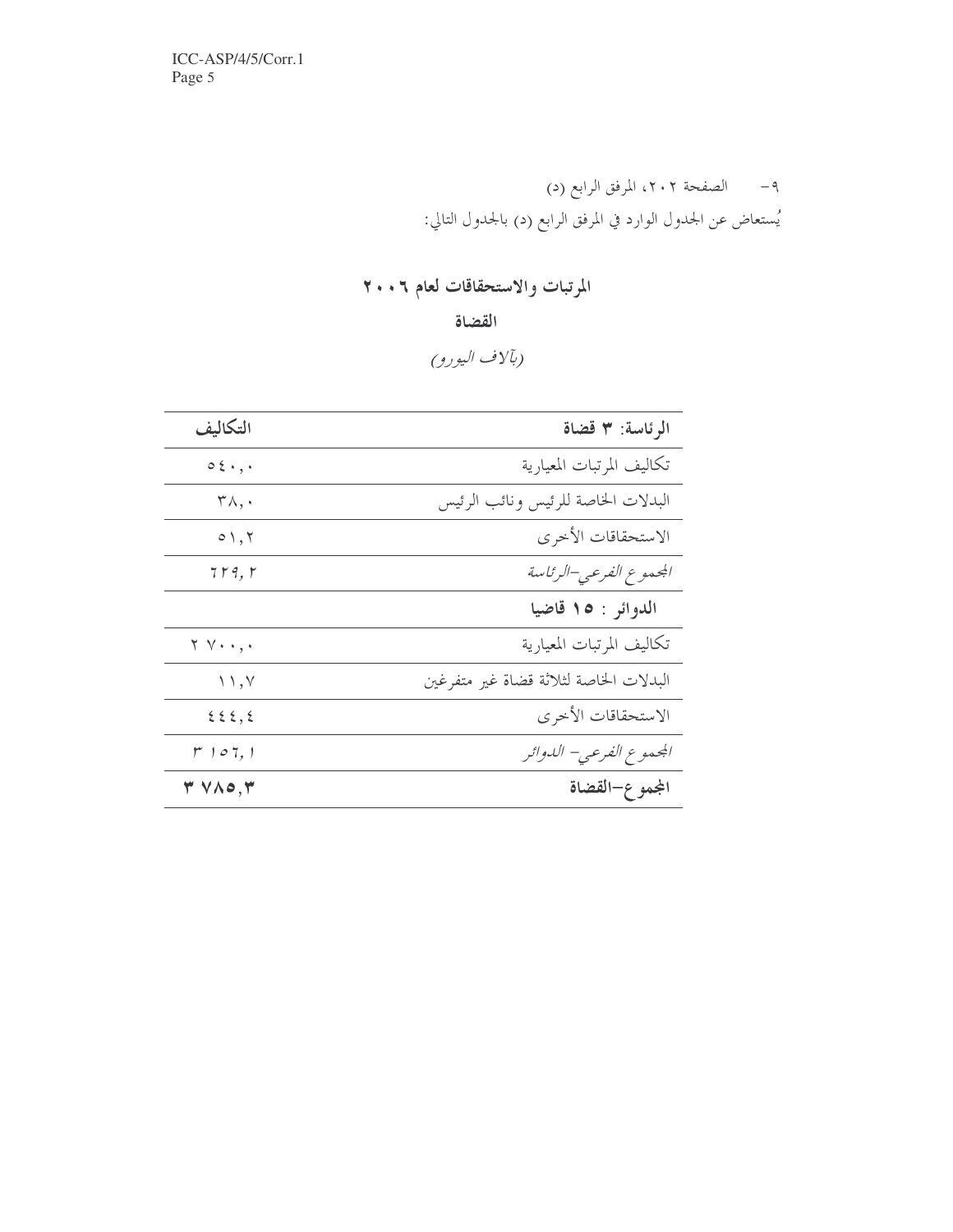٩- الصفحة ٢٠٢، المرفق الرابع (د)

يُستعاض عن الجدول الوارد في المرفق الرابع (د) بالجدول التالي:

## المرتبات والاستحقاقات لعام ٢٠٠٦

### القضاة

*(بآلاف اليورو)*

| **الرئاسة: ٣ قضاة** | **التكاليف** |
|---|---|
| تكاليف المرتبات المعيارية | ٥٤٠,٠ |
| البدلات الخاصة للرئيس ونائب الرئيس | ٣٨,٠ |
| الاستحقاقات الأخرى | ٥١,٢ |
| *المجموع الفرعي-الرئاسة* | *٦٢٩,٢* |
| **الدوائر : ١٥ قاضيا** | |
| تكاليف المرتبات المعيارية | ٢ ٧٠٠,٠ |
| البدلات الخاصة لثلاثة قضاة غير متفرغين | ١١,٧ |
| الاستحقاقات الأخرى | ٤٤٤,٤ |
| *المجموع الفرعي- الدوائر* | *٣ ١٥٦,١* |
| **المجموع-القضاة** | **٣ ٧٨٥,٣** |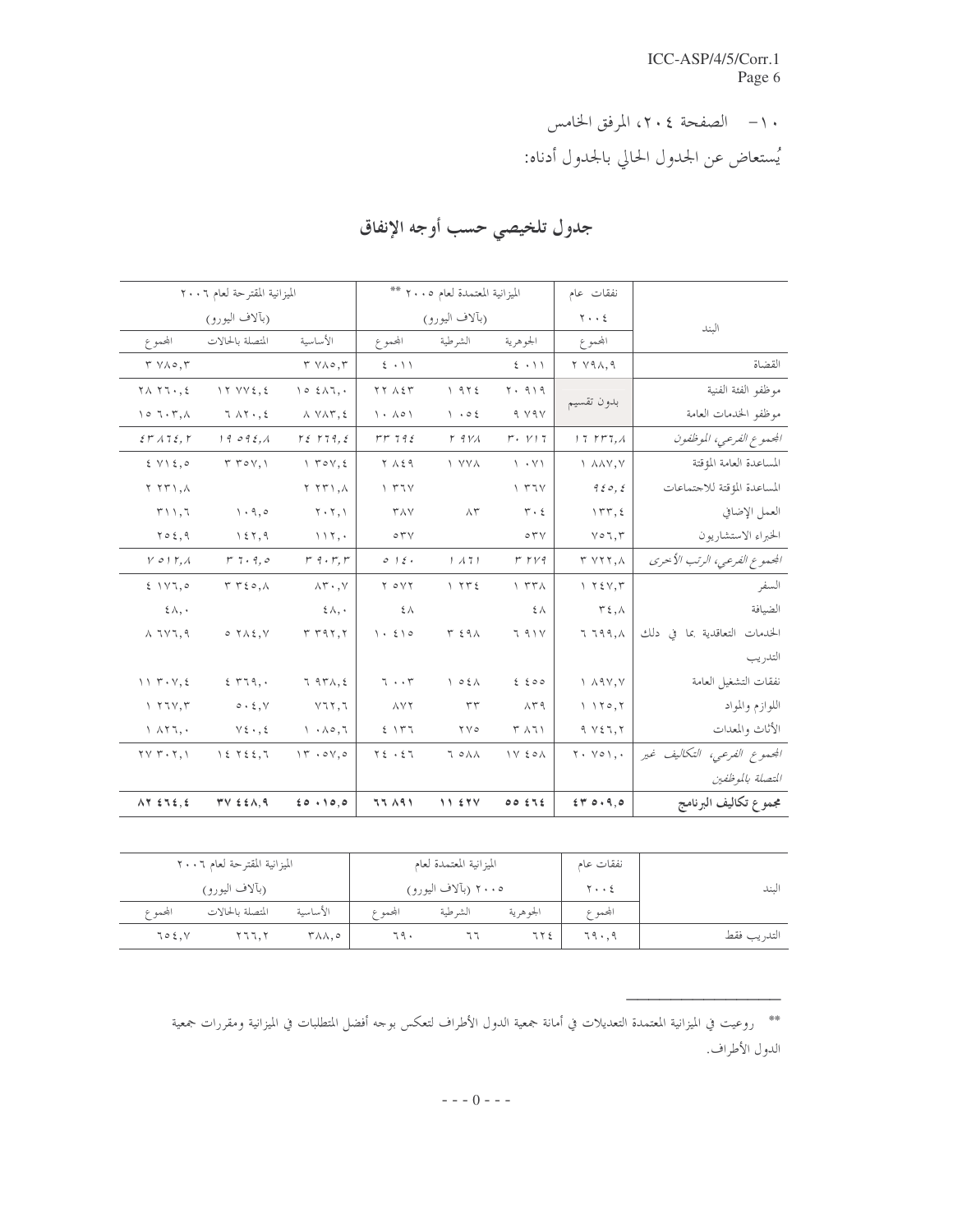١٠- الصفحة ٢٠٤، المرفق الخامس

يُستعاض عن الجدول الحالي بالجدول أدناه:

# جدول تلخيصي حسب أوجه الإنفاق

| البند | نفقات عام ٢٠٠٤ | الميزانية المعتمدة لعام ٢٠٠٥ ** (بآلاف اليورو) | | | الميزانية المقترحة لعام ٢٠٠٦ (بآلاف اليورو) | | |
|---|---|---|---|---|---|---|---|
| | المجموع | الجوهرية | الشرطية | المجموع | الأساسية | المتصلة بالحالات | المجموع |
| القضاة | ٢ ٧٩٨,٩ | ٤ ٠١١ | | ٤ ٠١١ | ٣ ٧٨٥,٣ | | ٣ ٧٨٥,٣ |
| موظفو الفئة الفنية | بدون تقسيم | ٢٠ ٩١٩ | ١ ٩٢٤ | ٢٢ ٨٤٣ | ١٥ ٤٨٦,٠ | ١٢ ٧٧٤,٤ | ٢٨ ٢٦٠,٤ |
| موظفو الخدمات العامة | | ٩ ٧٩٧ | ١ ٠٥٤ | ١٠ ٨٥١ | ٨ ٧٨٣,٤ | ٦ ٨٢٠,٤ | ١٥ ٦٠٣,٨ |
| *المجموع الفرعي، الموظفون* | *١٦ ٢٣٦,٨* | *٣٠ ٧١٦* | *٢ ٩٧٨* | *٣٣ ٦٩٤* | *٢٤ ٢٦٩,٤* | *١٩ ٥٩٤,٨* | *٤٣ ٨٦٤,٢* |
| المساعدة العامة المؤقتة | ١ ٨٨٧,٧ | ١ ٠٧١ | ١ ٧٧٨ | ٢ ٨٤٩ | ١ ٣٥٧,٤ | ٣ ٣٥٧,١ | ٤ ٧١٤,٥ |
| المساعدة المؤقتة للاجتماعات | ٩٤٥,٤ | ١ ٣٦٧ | | ١ ٣٦٧ | ٢ ٢٣١,٨ | | ٢ ٢٣١,٨ |
| العمل الإضافي | ١٣٣,٤ | ٣٠٤ | ٨٣ | ٣٨٧ | ٢٠٢,١ | ١٠٩,٥ | ٣١١,٦ |
| الخبراء الاستشاريون | ٧٥٦,٣ | ٥٣٧ | | ٥٣٧ | ١١٢,٠ | ١٤٢,٩ | ٢٥٤,٩ |
| *المجموع الفرعي، الرتب الأخرى* | *٣ ٧٢٢,٨* | *٣ ٢٧٩* | *١ ٨٦١* | *٥ ١٤٠* | *٣ ٩٠٣,٣* | *٣ ٦٠٩,٥* | *٧ ٥١٢,٨* |
| السفر | ١ ٢٤٧,٣ | ١ ٣٣٨ | ١ ٢٣٤ | ٢ ٥٧٢ | ٨٣٠,٧ | ٣ ٣٤٥,٨ | ٤ ١٧٦,٥ |
| الضيافة | ٣٤,٨ | ٤٨ | | ٤٨ | ٤٨,٠ | | ٤٨,٠ |
| الخدمات التعاقدية بما في ذلك التدريب | ٦ ٦٩٩,٨ | ٦ ٩١٧ | ٣ ٤٩٨ | ١٠ ٤١٥ | ٣ ٣٩٢,٢ | ٥ ٢٨٤,٧ | ٨ ٦٧٦,٩ |
| نفقات التشغيل العامة | ١ ٨٩٧,٧ | ٤ ٤٥٥ | ١ ٥٤٨ | ٦ ٠٠٣ | ٦ ٩٣٨,٤ | ٤ ٣٦٩,٠ | ١١ ٣٠٧,٤ |
| اللوازم والمواد | ١ ١٢٥,٢ | ٨٣٩ | ٣٣ | ٨٧٢ | ٧٦٢,٦ | ٥٠٤,٧ | ١ ٢٦٧,٣ |
| الأثاث والمعدات | ٩ ٧٤٦,٢ | ٣ ٨٦١ | ٢٧٥ | ٤ ١٣٦ | ١ ٠٨٥,٦ | ٧٤٠,٤ | ١ ٨٢٦,٠ |
| *المجموع الفرعي، التكاليف غير المتصلة بالموظفين* | *٢٠ ٧٥١,٠* | *١٧ ٤٥٨* | *٦ ٥٨٨* | *٢٤ ٠٤٦* | *١٣ ٠٥٧,٥* | *١٤ ٢٤٤,٦* | *٢٧ ٣٠٢,١* |
| **مجموع تكاليف البرنامج** | **٤٣ ٥٠٩,٥** | **٥٥ ٤٦٤** | **١١ ٤٢٧** | **٦٦ ٨٩١** | **٤٥ ٠١٥,٥** | **٣٧ ٤٤٨,٩** | **٨٢ ٤٦٤,٤** |

| البند | نفقات عام ٢٠٠٤ | الميزانية المعتمدة لعام ٢٠٠٥ (بآلاف اليورو) | | | الميزانية المقترحة لعام ٢٠٠٦ (بآلاف اليورو) | | |
|---|---|---|---|---|---|---|---|
| | المجموع | الجوهرية | الشرطية | المجموع | الأساسية | المتصلة بالحالات | المجموع |
| التدريب فقط | ٦٩٠,٩ | ٦٢٤ | ٦٦ | ٦٩٠ | ٣٨٨,٥ | ٢٦٦,٢ | ٦٥٤,٧ |

** روعيت في الميزانية المعتمدة التعديلات في أمانة جمعية الدول الأطراف لتعكس بوجه أفضل المتطلبات في الميزانية ومقررات جمعية الدول الأطراف.

- - - 0 - - -